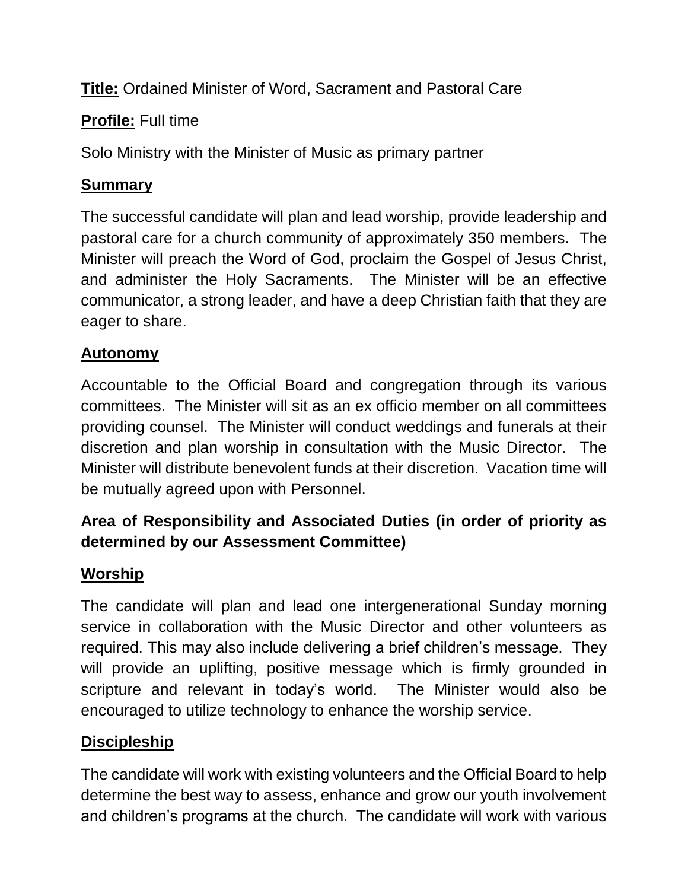**Title:** Ordained Minister of Word, Sacrament and Pastoral Care

**Profile:** Full time

Solo Ministry with the Minister of Music as primary partner

## Summary

The successful candidate will plan and lead worship, provide leadership and pastoral care for a church community of approximately 350 members. The Minister will preach the Word of God, proclaim the Gospel of Jesus Christ, and administer the Holy Sacraments. The Minister will be an effective communicator, a strong leader, and have a deep Christian faith that they are eager to share.

## Autonomy

Accountable to the Official Board and congregation through its various committees. The Minister will sit as an ex officio member on all committees providing counsel. The Minister will conduct weddings and funerals at their discretion and plan worship in consultation with the Music Director. The Minister will distribute benevolent funds at their discretion. Vacation time will be mutually agreed upon with Personnel.

**Area of Responsibility and Associated Duties (in order of priority as determined by our Assessment Committee)**

## Worship

The candidate will plan and lead one intergenerational Sunday morning service in collaboration with the Music Director and other volunteers as required. This may also include delivering a brief children's message. They will provide an uplifting, positive message which is firmly grounded in scripture and relevant in today's world. The Minister would also be encouraged to utilize technology to enhance the worship service.

## Discipleship

The candidate will work with existing volunteers and the Official Board to help determine the best way to assess, enhance and grow our youth involvement and children's programs at the church. The candidate will work with various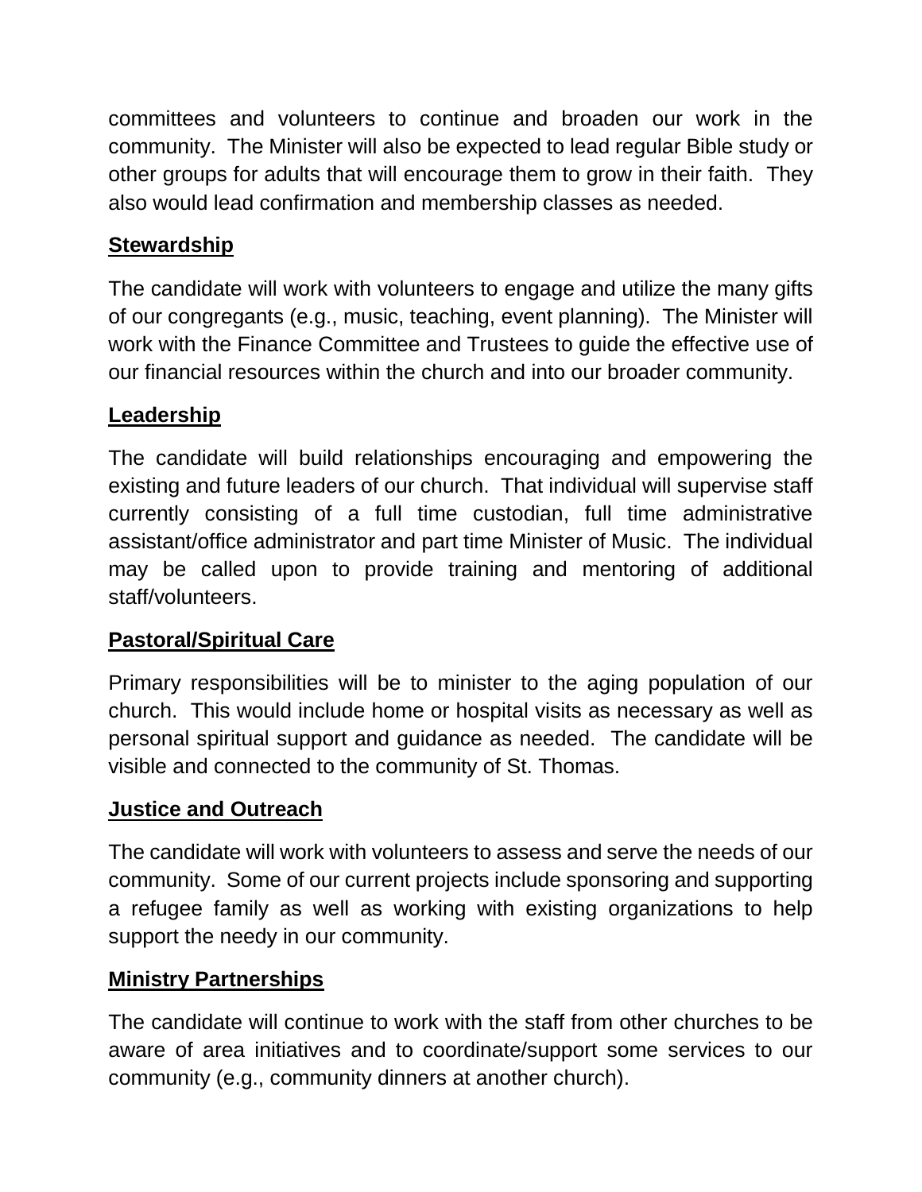committees and volunteers to continue and broaden our work in the community. The Minister will also be expected to lead regular Bible study or other groups for adults that will encourage them to grow in their faith. They also would lead confirmation and membership classes as needed.

**Stewardship**

The candidate will work with volunteers to engage and utilize the many gifts of our congregants (e.g., music, teaching, event planning). The Minister will work with the Finance Committee and Trustees to guide the effective use of our financial resources within the church and into our broader community.

**Leadership**

The candidate will build relationships encouraging and empowering the existing and future leaders of our church. That individual will supervise staff currently consisting of a full time custodian, full time administrative assistant/office administrator and part time Minister of Music. The individual may be called upon to provide training and mentoring of additional staff/volunteers.

**Pastoral/Spiritual Care**

Primary responsibilities will be to minister to the aging population of our church. This would include home or hospital visits as necessary as well as personal spiritual support and guidance as needed. The candidate will be visible and connected to the community of St. Thomas.

**Justice and Outreach**

The candidate will work with volunteers to assess and serve the needs of our community. Some of our current projects include sponsoring and supporting a refugee family as well as working with existing organizations to help support the needy in our community.

**Ministry Partnerships**

The candidate will continue to work with the staff from other churches to be aware of area initiatives and to coordinate/support some services to our community (e.g., community dinners at another church).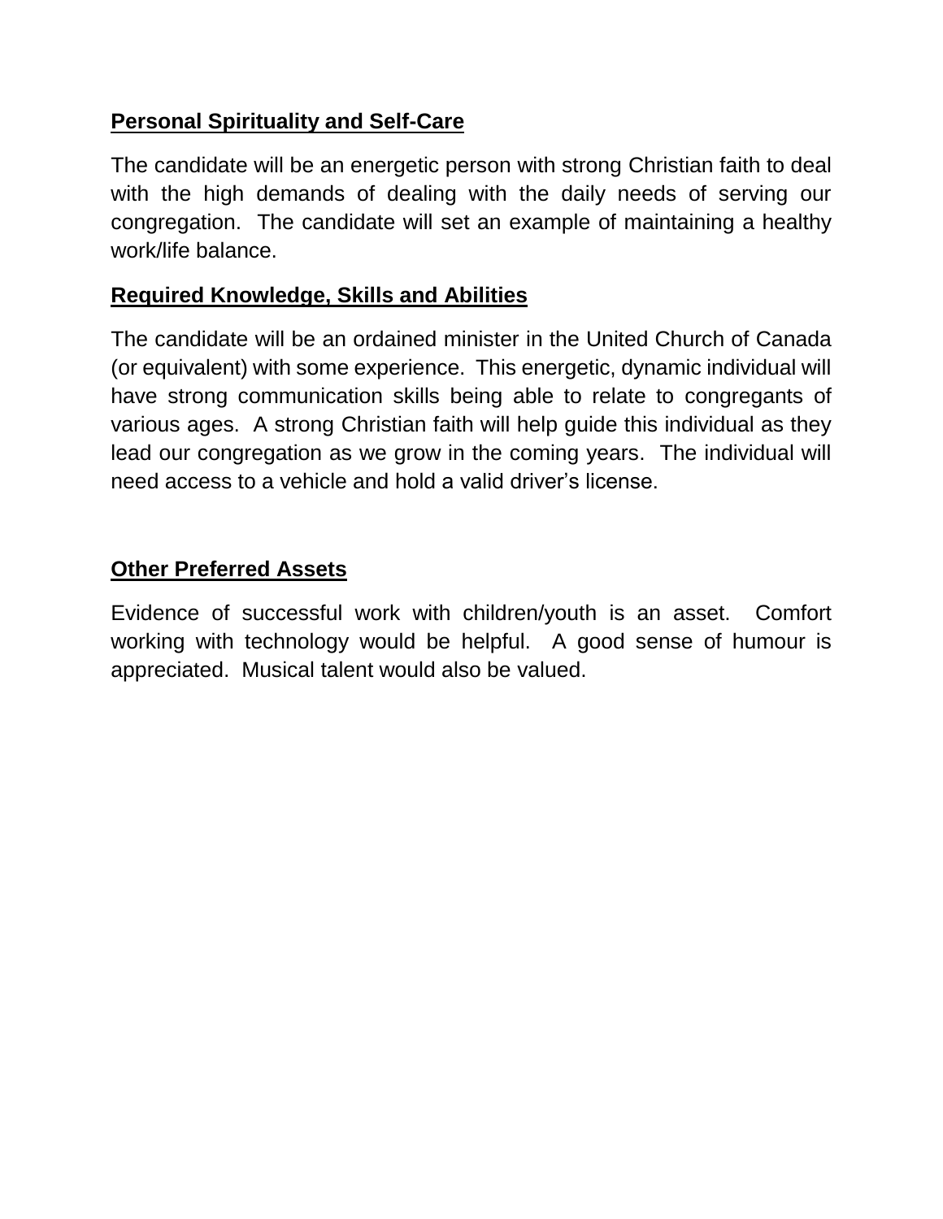**Personal Spirituality and Self-Care**

The candidate will be an energetic person with strong Christian faith to deal with the high demands of dealing with the daily needs of serving our congregation. The candidate will set an example of maintaining a healthy work/life balance.

**Required Knowledge, Skills and Abilities**

The candidate will be an ordained minister in the United Church of Canada (or equivalent) with some experience. This energetic, dynamic individual will have strong communication skills being able to relate to congregants of various ages. A strong Christian faith will help guide this individual as they lead our congregation as we grow in the coming years. The individual will need access to a vehicle and hold a valid driver's license.

**Other Preferred Assets**

Evidence of successful work with children/youth is an asset. Comfort working with technology would be helpful. A good sense of humour is appreciated. Musical talent would also be valued.